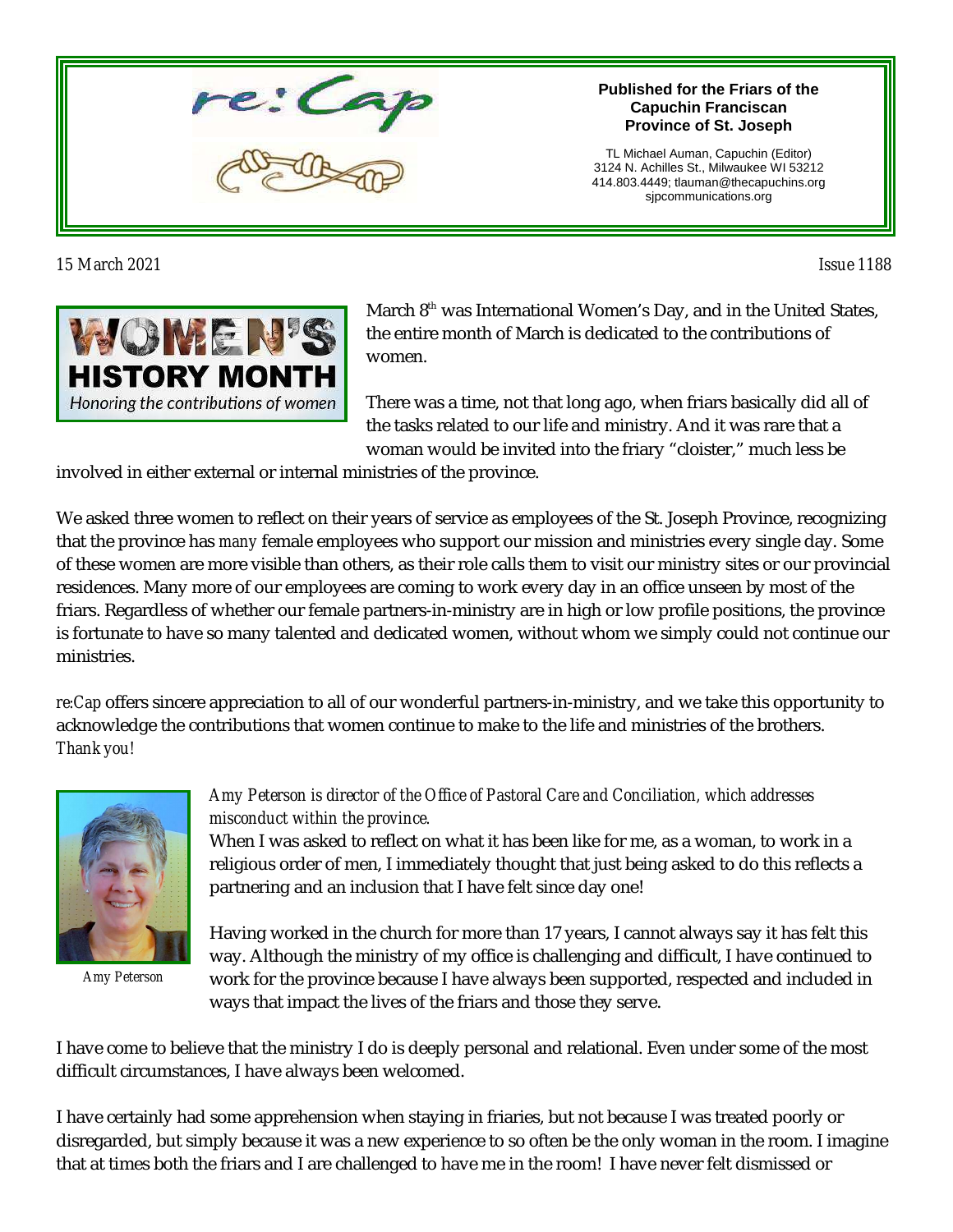# re:Cap

**Published for the Friars of the Capuchin Franciscan Province of St. Joseph**

TL Michael Auman, Capuchin (Editor)
3124 N. Achilles St., Milwaukee WI 53212
414.803.4449; tlauman@thecapuchins.org
sjpcommunications.org

*15 March 2021* *Issue 1188*

**WOMEN'S HISTORY MONTH**
*Honoring the contributions of women*

March 8th was International Women's Day, and in the United States, the entire month of March is dedicated to the contributions of women.

There was a time, not that long ago, when friars basically did all of the tasks related to our life and ministry. And it was rare that a woman would be invited into the friary "cloister," much less be involved in either external or internal ministries of the province.

We asked three women to reflect on their years of service as employees of the St. Joseph Province, recognizing that the province has *many* female employees who support our mission and ministries every single day. Some of these women are more visible than others, as their role calls them to visit our ministry sites or our provincial residences. Many more of our employees are coming to work every day in an office unseen by most of the friars. Regardless of whether our female partners-in-ministry are in high or low profile positions, the province is fortunate to have so many talented and dedicated women, without whom we simply could not continue our ministries.

*re:Cap* offers sincere appreciation to all of our wonderful partners-in-ministry, and we take this opportunity to acknowledge the contributions that women continue to make to the life and ministries of the brothers. *Thank you!*

*Amy Peterson*

*Amy Peterson is director of the Office of Pastoral Care and Conciliation, which addresses misconduct within the province.*

When I was asked to reflect on what it has been like for me, as a woman, to work in a religious order of men, I immediately thought that just being asked to do this reflects a partnering and an inclusion that I have felt since day one!

Having worked in the church for more than 17 years, I cannot always say it has felt this way. Although the ministry of my office is challenging and difficult, I have continued to work for the province because I have always been supported, respected and included in ways that impact the lives of the friars and those they serve.

I have come to believe that the ministry I do is deeply personal and relational. Even under some of the most difficult circumstances, I have always been welcomed.

I have certainly had some apprehension when staying in friaries, but not because I was treated poorly or disregarded, but simply because it was a new experience to so often be the only woman in the room. I imagine that at times both the friars and I are challenged to have me in the room! I have never felt dismissed or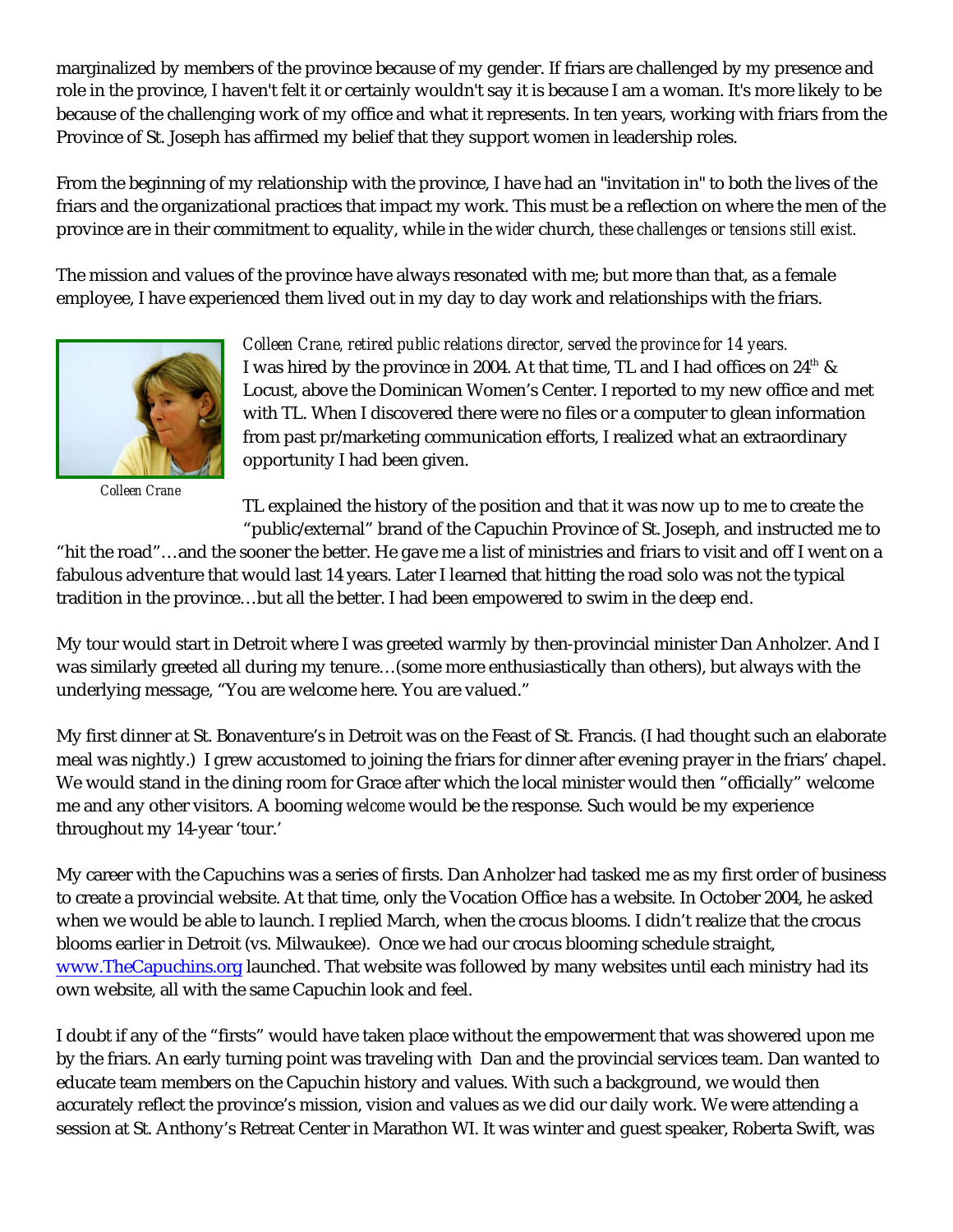marginalized by members of the province because of my gender. If friars are challenged by my presence and role in the province, I haven't felt it or certainly wouldn't say it is because I am a woman. It's more likely to be because of the challenging work of my office and what it represents. In ten years, working with friars from the Province of St. Joseph has affirmed my belief that they support women in leadership roles.

From the beginning of my relationship with the province, I have had an "invitation in" to both the lives of the friars and the organizational practices that impact my work. This must be a reflection on where the men of the province are in their commitment to equality, while in the *wider* church, *these challenges or tensions still exist.*

The mission and values of the province have always resonated with me; but more than that, as a female employee, I have experienced them lived out in my day to day work and relationships with the friars.

*Colleen Crane*

*Colleen Crane, retired public relations director, served the province for 14 years.*

I was hired by the province in 2004. At that time, TL and I had offices on 24th & Locust, above the Dominican Women's Center. I reported to my new office and met with TL. When I discovered there were no files or a computer to glean information from past pr/marketing communication efforts, I realized what an extraordinary opportunity I had been given.

TL explained the history of the position and that it was now up to me to create the "public/external" brand of the Capuchin Province of St. Joseph, and instructed me to "hit the road"…and the sooner the better. He gave me a list of ministries and friars to visit and off I went on a fabulous adventure that would last 14 years. Later I learned that hitting the road solo was not the typical tradition in the province…but all the better. I had been empowered to swim in the deep end.

My tour would start in Detroit where I was greeted warmly by then-provincial minister Dan Anholzer. And I was similarly greeted all during my tenure…(some more enthusiastically than others), but always with the underlying message, "You are welcome here. You are valued."

My first dinner at St. Bonaventure's in Detroit was on the Feast of St. Francis. (I had thought such an elaborate meal was nightly.) I grew accustomed to joining the friars for dinner after evening prayer in the friars' chapel. We would stand in the dining room for Grace after which the local minister would then "officially" welcome me and any other visitors. A booming *welcome* would be the response. Such would be my experience throughout my 14-year 'tour.'

My career with the Capuchins was a series of firsts. Dan Anholzer had tasked me as my first order of business to create a provincial website. At that time, only the Vocation Office has a website. In October 2004, he asked when we would be able to launch. I replied March, when the crocus blooms. I didn't realize that the crocus blooms earlier in Detroit (vs. Milwaukee). Once we had our crocus blooming schedule straight, [www.TheCapuchins.org](http://www.TheCapuchins.org) launched. That website was followed by many websites until each ministry had its own website, all with the same Capuchin look and feel.

I doubt if any of the "firsts" would have taken place without the empowerment that was showered upon me by the friars. An early turning point was traveling with Dan and the provincial services team. Dan wanted to educate team members on the Capuchin history and values. With such a background, we would then accurately reflect the province's mission, vision and values as we did our daily work. We were attending a session at St. Anthony's Retreat Center in Marathon WI. It was winter and guest speaker, Roberta Swift, was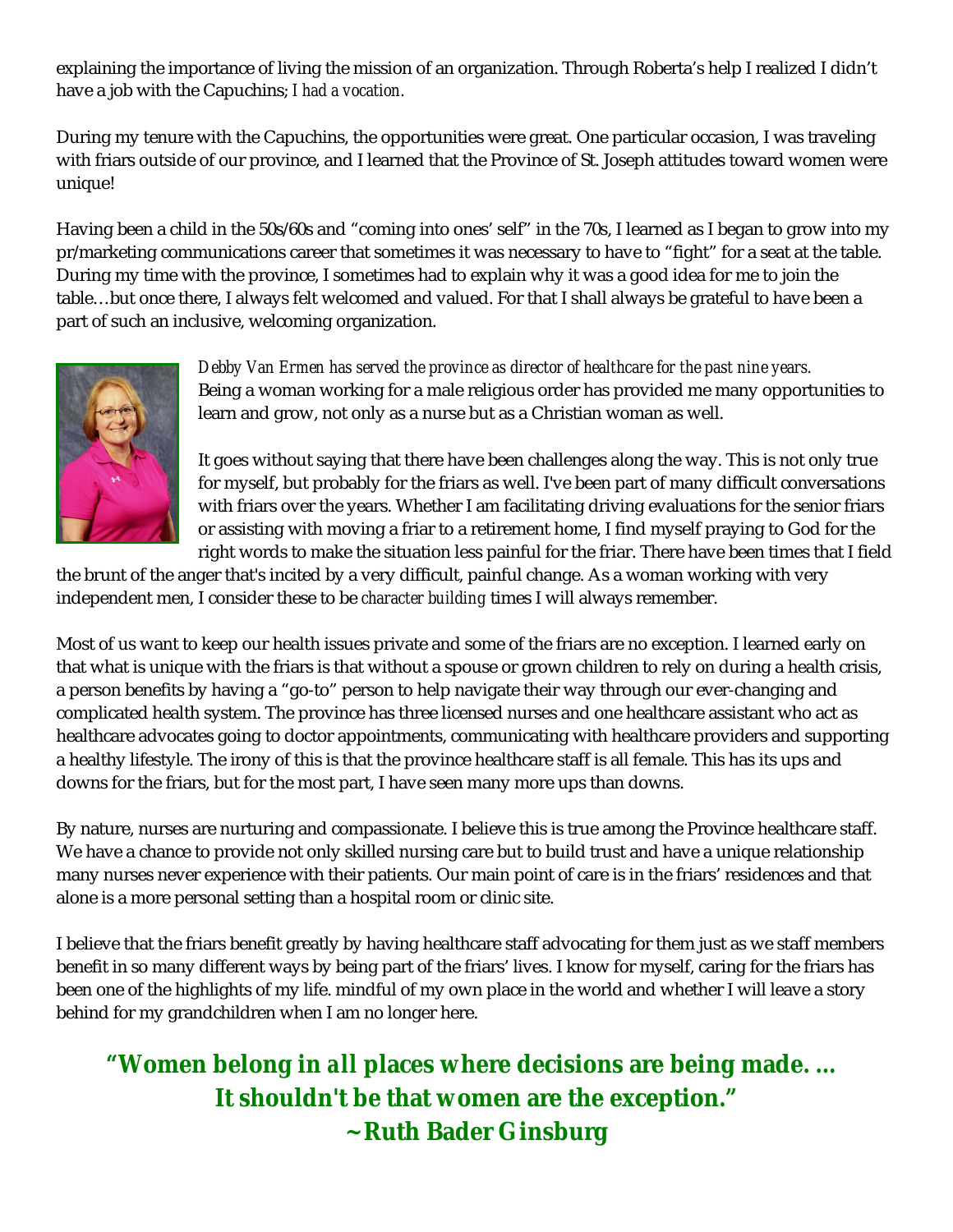explaining the importance of living the mission of an organization. Through Roberta's help I realized I didn't have a job with the Capuchins; *I had a vocation.*

During my tenure with the Capuchins, the opportunities were great. One particular occasion, I was traveling with friars outside of our province, and I learned that the Province of St. Joseph attitudes toward women were unique!

Having been a child in the 50s/60s and "coming into ones' self" in the 70s, I learned as I began to grow into my pr/marketing communications career that sometimes it was necessary to have to "fight" for a seat at the table. During my time with the province, I sometimes had to explain why it was a good idea for me to join the table…but once there, I always felt welcomed and valued. For that I shall always be grateful to have been a part of such an inclusive, welcoming organization.

*Debby Van Ermen has served the province as director of healthcare for the past nine years.* Being a woman working for a male religious order has provided me many opportunities to learn and grow, not only as a nurse but as a Christian woman as well.

It goes without saying that there have been challenges along the way. This is not only true for myself, but probably for the friars as well. I've been part of many difficult conversations with friars over the years. Whether I am facilitating driving evaluations for the senior friars or assisting with moving a friar to a retirement home, I find myself praying to God for the right words to make the situation less painful for the friar. There have been times that I field the brunt of the anger that's incited by a very difficult, painful change. As a woman working with very independent men, I consider these to be *character building* times I will always remember.

Most of us want to keep our health issues private and some of the friars are no exception. I learned early on that what is unique with the friars is that without a spouse or grown children to rely on during a health crisis, a person benefits by having a "go-to" person to help navigate their way through our ever-changing and complicated health system. The province has three licensed nurses and one healthcare assistant who act as healthcare advocates going to doctor appointments, communicating with healthcare providers and supporting a healthy lifestyle. The irony of this is that the province healthcare staff is all female. This has its ups and downs for the friars, but for the most part, I have seen many more ups than downs.

By nature, nurses are nurturing and compassionate. I believe this is true among the Province healthcare staff. We have a chance to provide not only skilled nursing care but to build trust and have a unique relationship many nurses never experience with their patients. Our main point of care is in the friars' residences and that alone is a more personal setting than a hospital room or clinic site.

I believe that the friars benefit greatly by having healthcare staff advocating for them just as we staff members benefit in so many different ways by being part of the friars' lives. I know for myself, caring for the friars has been one of the highlights of my life. mindful of my own place in the world and whether I will leave a story behind for my grandchildren when I am no longer here.

***"Women belong in all places where decisions are being made. … It shouldn't be that women are the exception."***
***~Ruth Bader Ginsburg***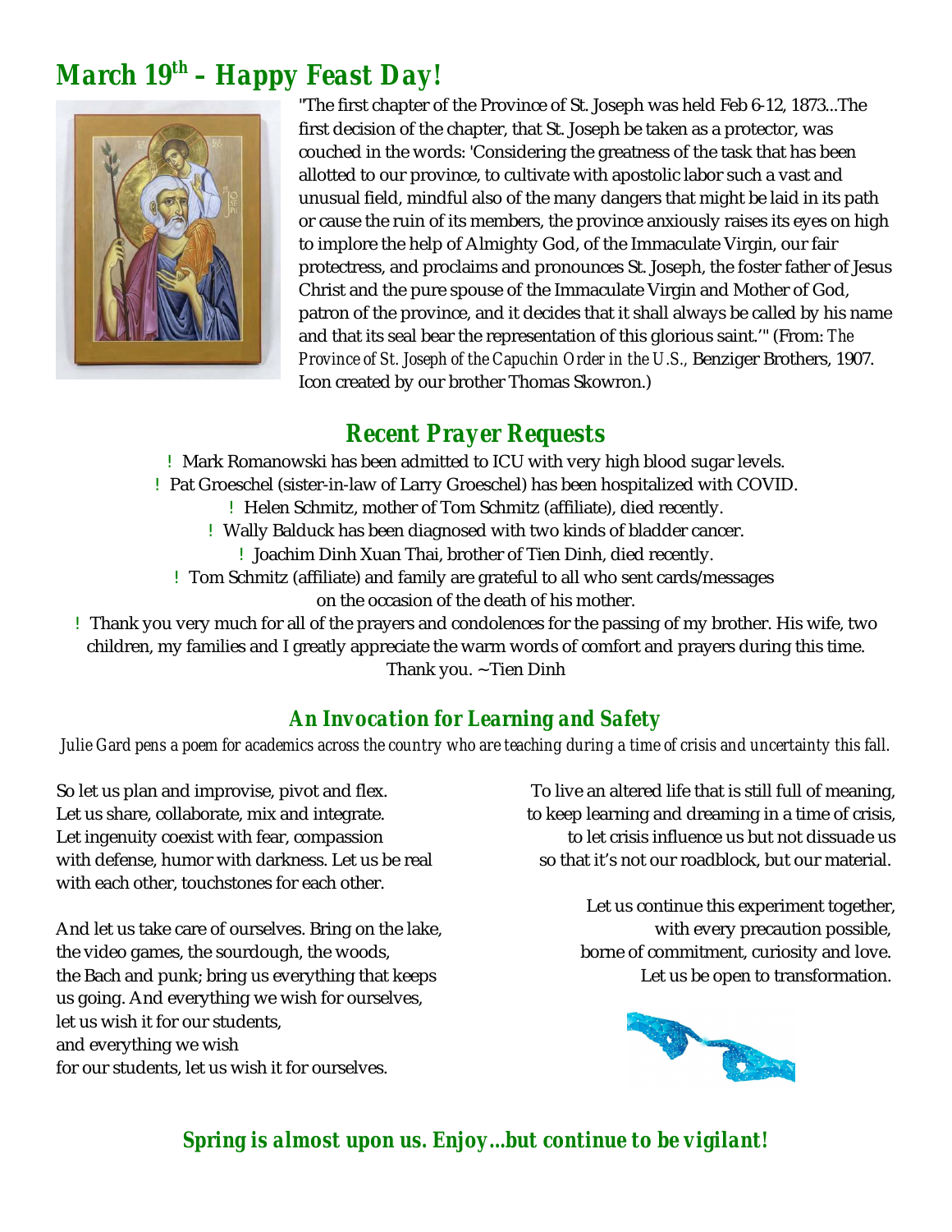## March 19th – Happy Feast Day!

"The first chapter of the Province of St. Joseph was held Feb 6-12, 1873...The first decision of the chapter, that St. Joseph be taken as a protector, was couched in the words: 'Considering the greatness of the task that has been allotted to our province, to cultivate with apostolic labor such a vast and unusual field, mindful also of the many dangers that might be laid in its path or cause the ruin of its members, the province anxiously raises its eyes on high to implore the help of Almighty God, of the Immaculate Virgin, our fair protectress, and proclaims and pronounces St. Joseph, the foster father of Jesus Christ and the pure spouse of the Immaculate Virgin and Mother of God, patron of the province, and it decides that it shall always be called by his name and that its seal bear the representation of this glorious saint.'" (From: *The Province of St. Joseph of the Capuchin Order in the U.S.,* Benziger Brothers, 1907. Icon created by our brother Thomas Skowron.)

## Recent Prayer Requests

- Mark Romanowski has been admitted to ICU with very high blood sugar levels.
- Pat Groeschel (sister-in-law of Larry Groeschel) has been hospitalized with COVID.
- Helen Schmitz, mother of Tom Schmitz (affiliate), died recently.
- Wally Balduck has been diagnosed with two kinds of bladder cancer.
- Joachim Dinh Xuan Thai, brother of Tien Dinh, died recently.
- Tom Schmitz (affiliate) and family are grateful to all who sent cards/messages on the occasion of the death of his mother.
- Thank you very much for all of the prayers and condolences for the passing of my brother. His wife, two children, my families and I greatly appreciate the warm words of comfort and prayers during this time. Thank you. ~Tien Dinh

### An Invocation for Learning and Safety

*Julie Gard pens a poem for academics across the country who are teaching during a time of crisis and uncertainty this fall.*

So let us plan and improvise, pivot and flex.
Let us share, collaborate, mix and integrate.
Let ingenuity coexist with fear, compassion
with defense, humor with darkness. Let us be real
with each other, touchstones for each other.

And let us take care of ourselves. Bring on the lake,
the video games, the sourdough, the woods,
the Bach and punk; bring us everything that keeps
us going. And everything we wish for ourselves,
let us wish it for our students,
and everything we wish
for our students, let us wish it for ourselves.

To live an altered life that is still full of meaning,
to keep learning and dreaming in a time of crisis,
to let crisis influence us but not dissuade us
so that it's not our roadblock, but our material.

Let us continue this experiment together,
with every precaution possible,
borne of commitment, curiosity and love.
Let us be open to transformation.

**Spring is almost upon us. Enjoy...but continue to be vigilant!**